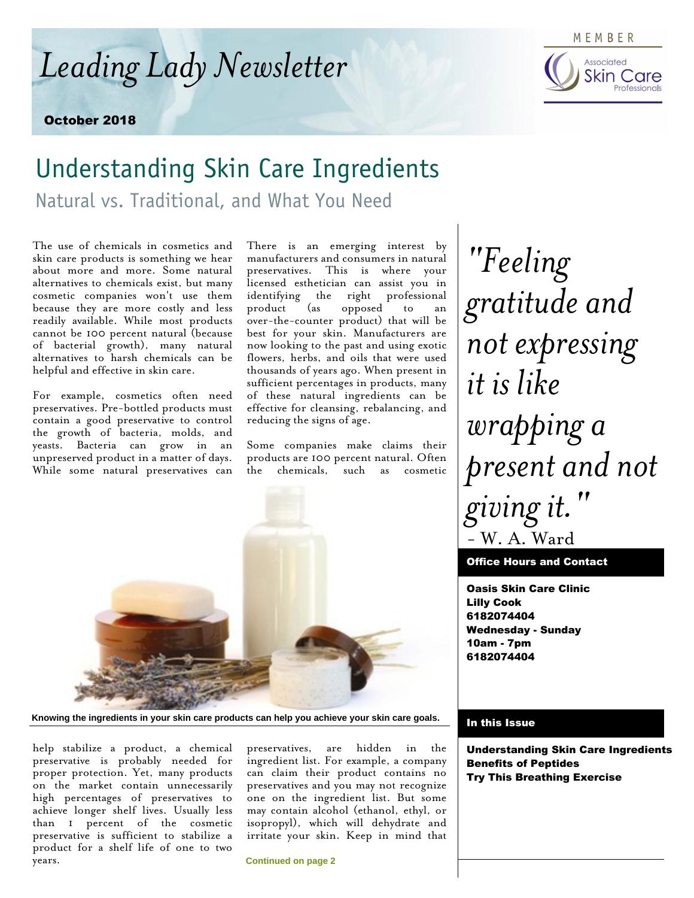# Leading Lady Newsletter

MEMBER

Associated Skin Care Professionals

**October 2018**

## Understanding Skin Care Ingredients

### Natural vs. Traditional, and What You Need

The use of chemicals in cosmetics and skin care products is something we hear about more and more. Some natural alternatives to chemicals exist, but many cosmetic companies won't use them because they are more costly and less readily available. While most products cannot be 100 percent natural (because of bacterial growth), many natural alternatives to harsh chemicals can be helpful and effective in skin care.

For example, cosmetics often need preservatives. Pre-bottled products must contain a good preservative to control the growth of bacteria, molds, and yeasts. Bacteria can grow in an unpreserved product in a matter of days. While some natural preservatives can help stabilize a product, a chemical preservative is probably needed for proper protection. Yet, many products on the market contain unnecessarily high percentages of preservatives to achieve longer shelf lives. Usually less than 1 percent of the cosmetic preservative is sufficient to stabilize a product for a shelf life of one to two years.

There is an emerging interest by manufacturers and consumers in natural preservatives. This is where your licensed esthetician can assist you in identifying the right professional product (as opposed to an over-the-counter product) that will be best for your skin. Manufacturers are now looking to the past and using exotic flowers, herbs, and oils that were used thousands of years ago. When present in sufficient percentages in products, many of these natural ingredients can be effective for cleansing, rebalancing, and reducing the signs of age.

Some companies make claims their products are 100 percent natural. Often the chemicals, such as cosmetic preservatives, are hidden in the ingredient list. For example, a company can claim their product contains no preservatives and you may not recognize one on the ingredient list. But some may contain alcohol (ethanol, ethyl, or isopropyl), which will dehydrate and irritate your skin. Keep in mind that

**Continued on page 2**

**Knowing the ingredients in your skin care products can help you achieve your skin care goals.**

*"Feeling gratitude and not expressing it is like wrapping a present and not giving it."*
- W. A. Ward

**Office Hours and Contact**

**Oasis Skin Care Clinic**
**Lilly Cook**
**6182074404**
**Wednesday - Sunday**
**10am - 7pm**
**6182074404**

**In this Issue**

**Understanding Skin Care Ingredients**
**Benefits of Peptides**
**Try This Breathing Exercise**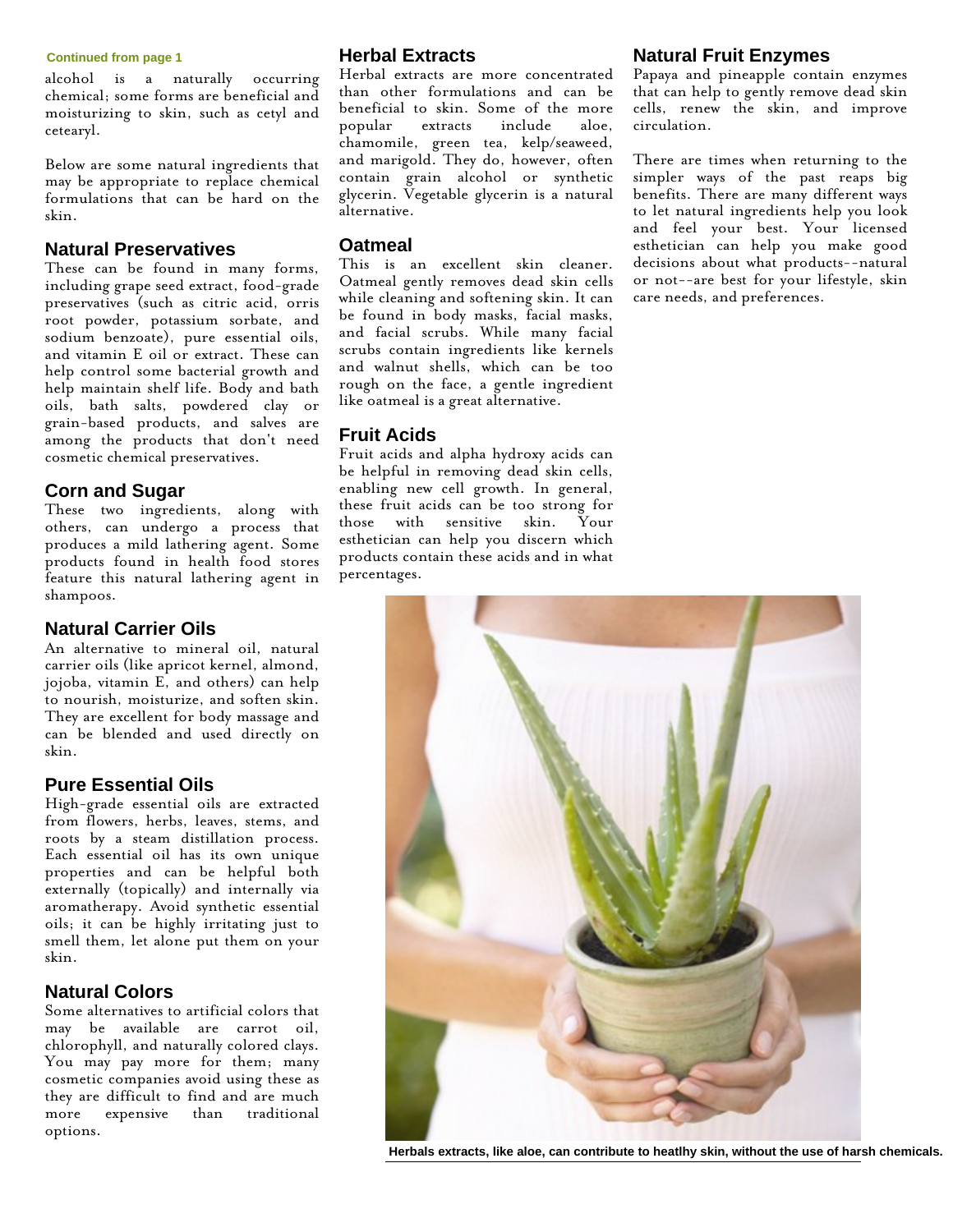Continued from page 1

alcohol is a naturally occurring chemical; some forms are beneficial and moisturizing to skin, such as cetyl and cetearyl.

Below are some natural ingredients that may be appropriate to replace chemical formulations that can be hard on the skin.

## Natural Preservatives

These can be found in many forms, including grape seed extract, food-grade preservatives (such as citric acid, orris root powder, potassium sorbate, and sodium benzoate), pure essential oils, and vitamin E oil or extract. These can help control some bacterial growth and help maintain shelf life. Body and bath oils, bath salts, powdered clay or grain-based products, and salves are among the products that don't need cosmetic chemical preservatives.

## Corn and Sugar

These two ingredients, along with others, can undergo a process that produces a mild lathering agent. Some products found in health food stores feature this natural lathering agent in shampoos.

## Natural Carrier Oils

An alternative to mineral oil, natural carrier oils (like apricot kernel, almond, jojoba, vitamin E, and others) can help to nourish, moisturize, and soften skin. They are excellent for body massage and can be blended and used directly on skin.

## Pure Essential Oils

High-grade essential oils are extracted from flowers, herbs, leaves, stems, and roots by a steam distillation process. Each essential oil has its own unique properties and can be helpful both externally (topically) and internally via aromatherapy. Avoid synthetic essential oils; it can be highly irritating just to smell them, let alone put them on your skin.

## Natural Colors

Some alternatives to artificial colors that may be available are carrot oil, chlorophyll, and naturally colored clays. You may pay more for them; many cosmetic companies avoid using these as they are difficult to find and are much more expensive than traditional options.

## Herbal Extracts

Herbal extracts are more concentrated than other formulations and can be beneficial to skin. Some of the more popular extracts include aloe, chamomile, green tea, kelp/seaweed, and marigold. They do, however, often contain grain alcohol or synthetic glycerin. Vegetable glycerin is a natural alternative.

## Oatmeal

This is an excellent skin cleaner. Oatmeal gently removes dead skin cells while cleaning and softening skin. It can be found in body masks, facial masks, and facial scrubs. While many facial scrubs contain ingredients like kernels and walnut shells, which can be too rough on the face, a gentle ingredient like oatmeal is a great alternative.

## Fruit Acids

Fruit acids and alpha hydroxy acids can be helpful in removing dead skin cells, enabling new cell growth. In general, these fruit acids can be too strong for those with sensitive skin. Your esthetician can help you discern which products contain these acids and in what percentages.

## Natural Fruit Enzymes

Papaya and pineapple contain enzymes that can help to gently remove dead skin cells, renew the skin, and improve circulation.

There are times when returning to the simpler ways of the past reaps big benefits. There are many different ways to let natural ingredients help you look and feel your best. Your licensed esthetician can help you make good decisions about what products--natural or not--are best for your lifestyle, skin care needs, and preferences.

**Herbals extracts, like aloe, can contribute to heatlhy skin, without the use of harsh chemicals.**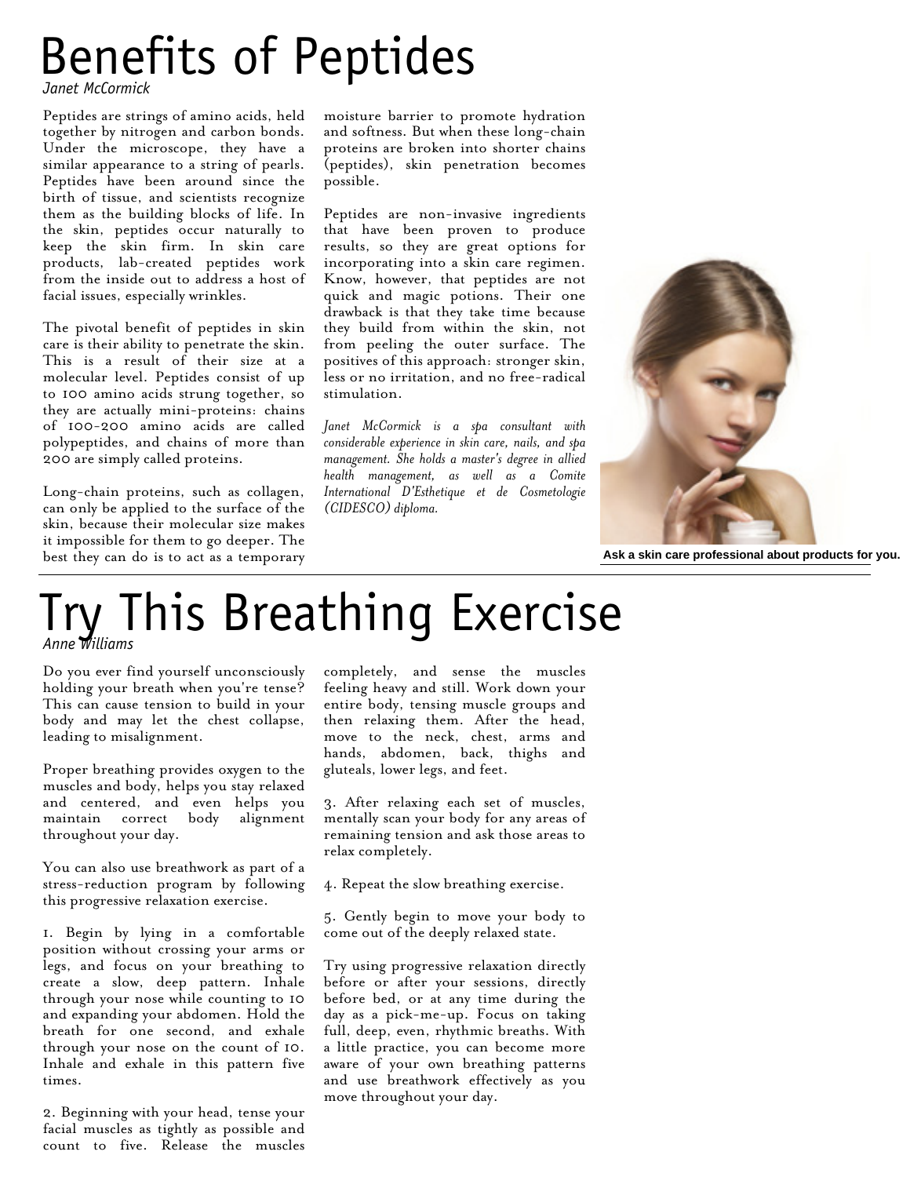# Benefits of Peptides

*Janet McCormick*

Peptides are strings of amino acids, held together by nitrogen and carbon bonds. Under the microscope, they have a similar appearance to a string of pearls. Peptides have been around since the birth of tissue, and scientists recognize them as the building blocks of life. In the skin, peptides occur naturally to keep the skin firm. In skin care products, lab-created peptides work from the inside out to address a host of facial issues, especially wrinkles.

The pivotal benefit of peptides in skin care is their ability to penetrate the skin. This is a result of their size at a molecular level. Peptides consist of up to 100 amino acids strung together, so they are actually mini-proteins: chains of 100-200 amino acids are called polypeptides, and chains of more than 200 are simply called proteins.

Long-chain proteins, such as collagen, can only be applied to the surface of the skin, because their molecular size makes it impossible for them to go deeper. The best they can do is to act as a temporary moisture barrier to promote hydration and softness. But when these long-chain proteins are broken into shorter chains (peptides), skin penetration becomes possible.

Peptides are non-invasive ingredients that have been proven to produce results, so they are great options for incorporating into a skin care regimen. Know, however, that peptides are not quick and magic potions. Their one drawback is that they take time because they build from within the skin, not from peeling the outer surface. The positives of this approach: stronger skin, less or no irritation, and no free-radical stimulation.

*Janet McCormick is a spa consultant with considerable experience in skin care, nails, and spa management. She holds a master's degree in allied health management, as well as a Comite International D'Esthetique et de Cosmetologie (CIDESCO) diploma.*

**Ask a skin care professional about products for you.**

# Try This Breathing Exercise

*Anne Williams*

Do you ever find yourself unconsciously holding your breath when you're tense? This can cause tension to build in your body and may let the chest collapse, leading to misalignment.

Proper breathing provides oxygen to the muscles and body, helps you stay relaxed and centered, and even helps you maintain correct body alignment throughout your day.

You can also use breathwork as part of a stress-reduction program by following this progressive relaxation exercise.

1. Begin by lying in a comfortable position without crossing your arms or legs, and focus on your breathing to create a slow, deep pattern. Inhale through your nose while counting to 10 and expanding your abdomen. Hold the breath for one second, and exhale through your nose on the count of 10. Inhale and exhale in this pattern five times.

2. Beginning with your head, tense your facial muscles as tightly as possible and count to five. Release the muscles completely, and sense the muscles feeling heavy and still. Work down your entire body, tensing muscle groups and then relaxing them. After the head, move to the neck, chest, arms and hands, abdomen, back, thighs and gluteals, lower legs, and feet.

3. After relaxing each set of muscles, mentally scan your body for any areas of remaining tension and ask those areas to relax completely.

4. Repeat the slow breathing exercise.

5. Gently begin to move your body to come out of the deeply relaxed state.

Try using progressive relaxation directly before or after your sessions, directly before bed, or at any time during the day as a pick-me-up. Focus on taking full, deep, even, rhythmic breaths. With a little practice, you can become more aware of your own breathing patterns and use breathwork effectively as you move throughout your day.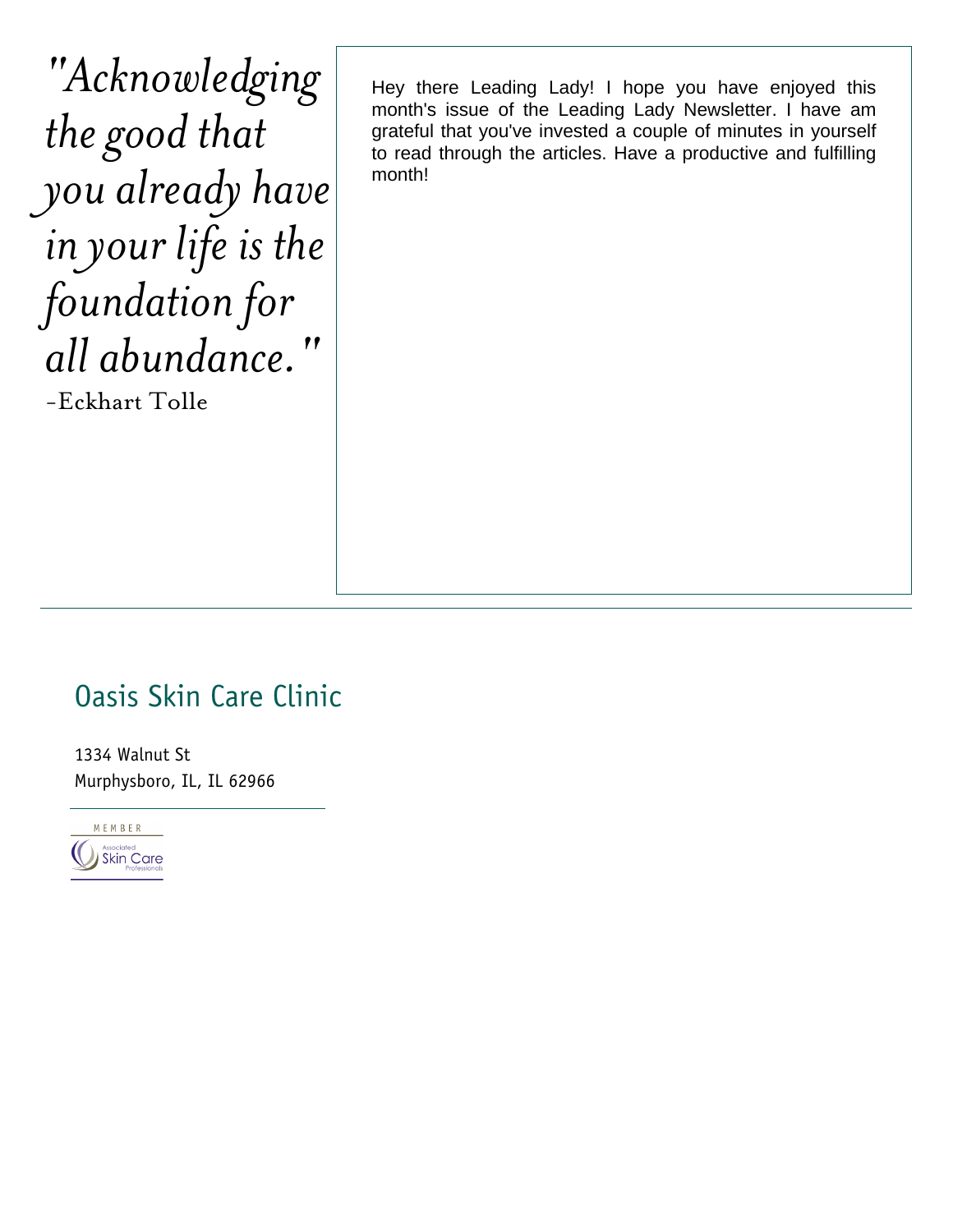*"Acknowledging the good that you already have in your life is the foundation for all abundance."*

-Eckhart Tolle

Hey there Leading Lady! I hope you have enjoyed this month's issue of the Leading Lady Newsletter. I have am grateful that you've invested a couple of minutes in yourself to read through the articles. Have a productive and fulfilling month!

## Oasis Skin Care Clinic

1334 Walnut St
Murphysboro, IL, IL 62966

MEMBER
Associated Skin Care Professionals